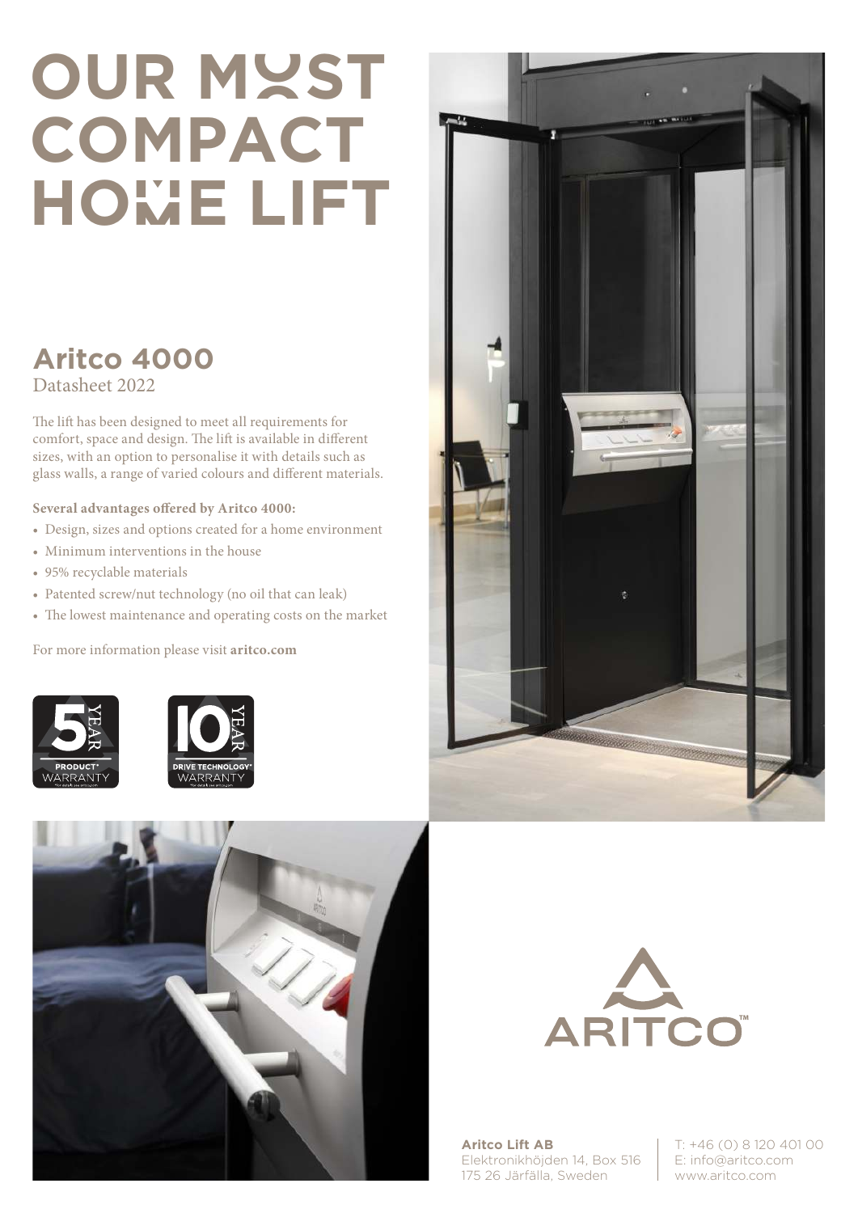# OUR MOST COMPACT HOME LIFT

## Aritco 4000

Datasheet 2022

The lift has been designed to meet all requirements for comfort, space and design. The lift is available in different sizes, with an option to personalise it with details such as glass walls, a range of varied colours and different materials.

**Several advantages offered by Aritco 4000:**

- Design, sizes and options created for a home environment
- Minimum interventions in the house
- 95% recyclable materials
- Patented screw/nut technology (no oil that can leak)
- The lowest maintenance and operating costs on the market

For more information please visit **aritco.com**

5 YEAR PRODUCT* WARRANTY

10 YEAR DRIVE TECHNOLOGY* WARRANTY

ARITCO™

**Aritco Lift AB**
Elektronikhöjden 14, Box 516
175 26 Järfälla, Sweden

T: +46 (0) 8 120 401 00
E: info@aritco.com
www.aritco.com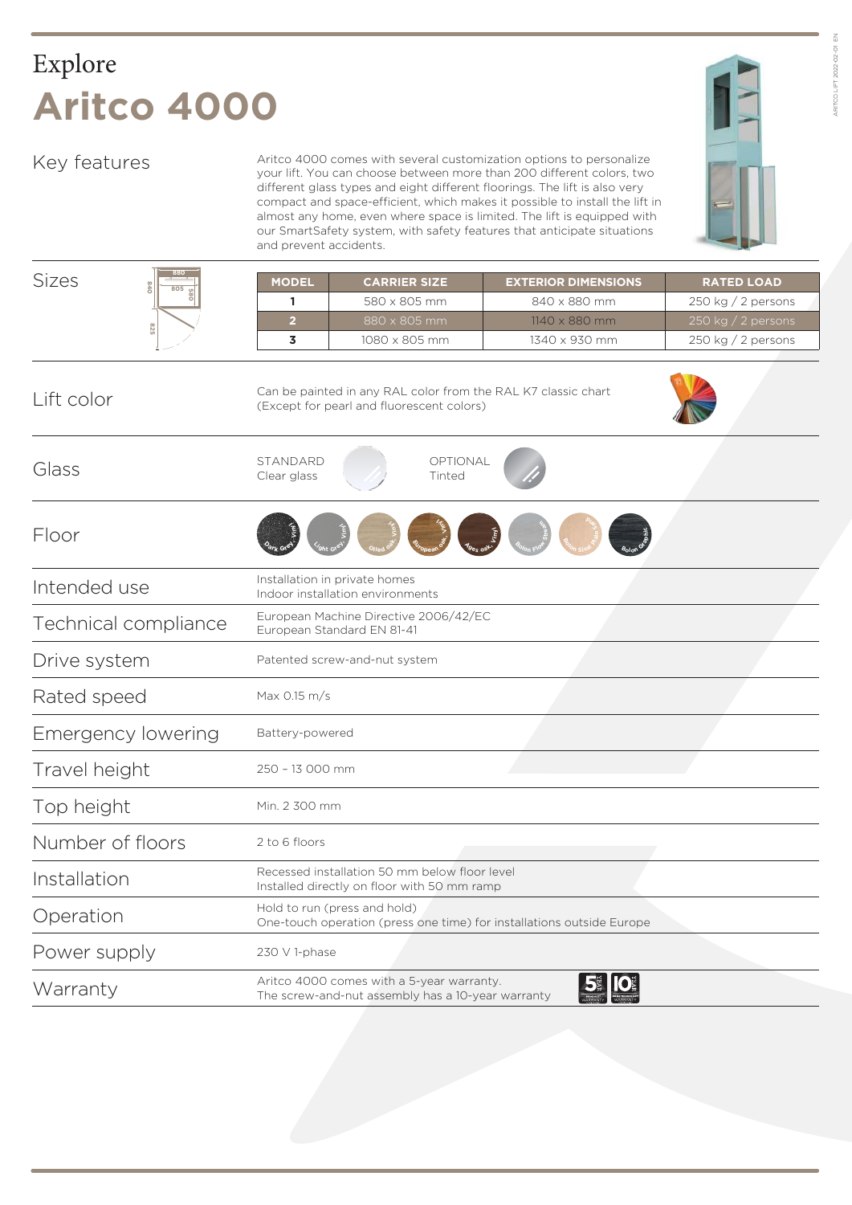Explore

# Aritco 4000

## Key features

Aritco 4000 comes with several customization options to personalize your lift. You can choose between more than 200 different colors, two different glass types and eight different floorings. The lift is also very compact and space-efficient, which makes it possible to install the lift in almost any home, even where space is limited. The lift is equipped with our SmartSafety system, with safety features that anticipate situations and prevent accidents.

## Sizes

| MODEL | CARRIER SIZE | EXTERIOR DIMENSIONS | RATED LOAD |
|---|---|---|---|
| 1 | 580 x 805 mm | 840 x 880 mm | 250 kg / 2 persons |
| 2 | 880 x 805 mm | 1140 x 880 mm | 250 kg / 2 persons |
| 3 | 1080 x 805 mm | 1340 x 930 mm | 250 kg / 2 persons |

## Lift color

Can be painted in any RAL color from the RAL K7 classic chart
(Except for pearl and fluorescent colors)

## Glass

STANDARD
Clear glass

OPTIONAL
Tinted

## Floor

Dark Grey, Vinyl · Light Grey, Vinyl · Oiled oak, Vinyl · European oak, Vinyl · Ages oak, Vinyl · Bolon Flow Steam · Bolon Silence Pink · Bolon Graphic

## Intended use

Installation in private homes
Indoor installation environments

## Technical compliance

European Machine Directive 2006/42/EC
European Standard EN 81-41

## Drive system

Patented screw-and-nut system

## Rated speed

Max 0.15 m/s

## Emergency lowering

Battery-powered

## Travel height

250 – 13 000 mm

## Top height

Min. 2 300 mm

## Number of floors

2 to 6 floors

## Installation

Recessed installation 50 mm below floor level
Installed directly on floor with 50 mm ramp

## Operation

Hold to run (press and hold)
One-touch operation (press one time) for installations outside Europe

## Power supply

230 V 1-phase

## Warranty

Aritco 4000 comes with a 5-year warranty.
The screw-and-nut assembly has a 10-year warranty